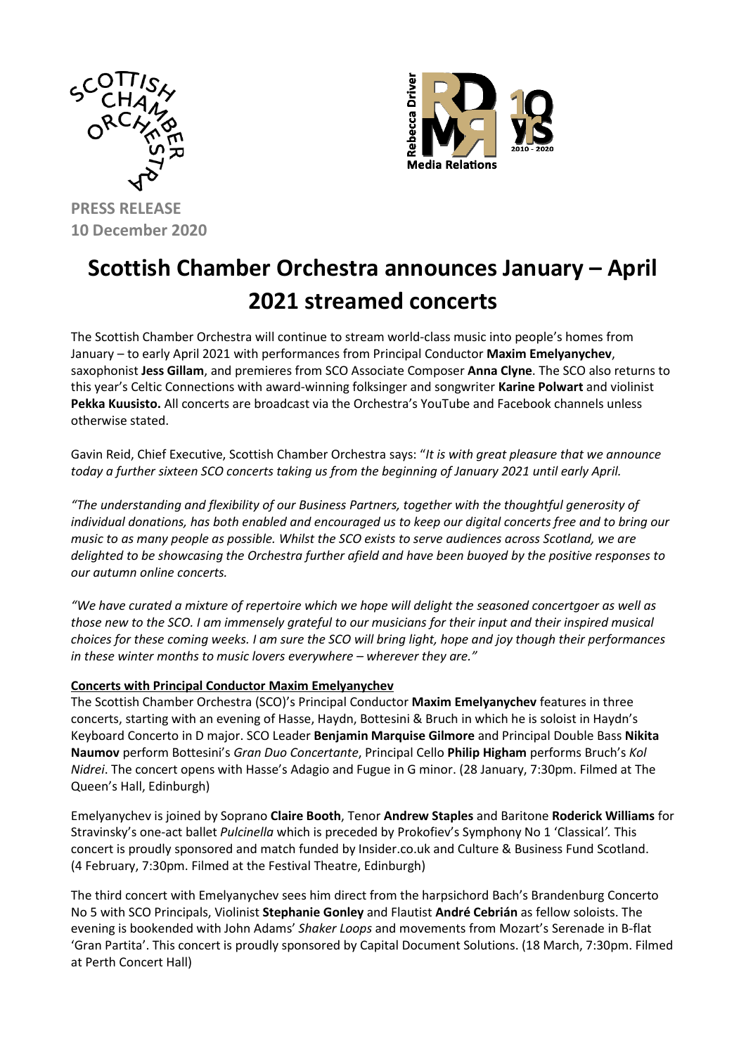PRESS RELEASE
10 December 2020

# Scottish Chamber Orchestra announces January – April 2021 streamed concerts

The Scottish Chamber Orchestra will continue to stream world-class music into people's homes from January – to early April 2021 with performances from Principal Conductor **Maxim Emelyanychev**, saxophonist **Jess Gillam**, and premieres from SCO Associate Composer **Anna Clyne**. The SCO also returns to this year's Celtic Connections with award-winning folksinger and songwriter **Karine Polwart** and violinist **Pekka Kuusisto.** All concerts are broadcast via the Orchestra's YouTube and Facebook channels unless otherwise stated.

Gavin Reid, Chief Executive, Scottish Chamber Orchestra says: "*It is with great pleasure that we announce today a further sixteen SCO concerts taking us from the beginning of January 2021 until early April.*

*"The understanding and flexibility of our Business Partners, together with the thoughtful generosity of individual donations, has both enabled and encouraged us to keep our digital concerts free and to bring our music to as many people as possible. Whilst the SCO exists to serve audiences across Scotland, we are delighted to be showcasing the Orchestra further afield and have been buoyed by the positive responses to our autumn online concerts.*

*"We have curated a mixture of repertoire which we hope will delight the seasoned concertgoer as well as those new to the SCO. I am immensely grateful to our musicians for their input and their inspired musical choices for these coming weeks. I am sure the SCO will bring light, hope and joy though their performances in these winter months to music lovers everywhere – wherever they are."*

**Concerts with Principal Conductor Maxim Emelyanychev**

The Scottish Chamber Orchestra (SCO)'s Principal Conductor **Maxim Emelyanychev** features in three concerts, starting with an evening of Hasse, Haydn, Bottesini & Bruch in which he is soloist in Haydn's Keyboard Concerto in D major. SCO Leader **Benjamin Marquise Gilmore** and Principal Double Bass **Nikita Naumov** perform Bottesini's *Gran Duo Concertante*, Principal Cello **Philip Higham** performs Bruch's *Kol Nidrei*. The concert opens with Hasse's Adagio and Fugue in G minor. (28 January, 7:30pm. Filmed at The Queen's Hall, Edinburgh)

Emelyanychev is joined by Soprano **Claire Booth**, Tenor **Andrew Staples** and Baritone **Roderick Williams** for Stravinsky's one-act ballet *Pulcinella* which is preceded by Prokofiev's Symphony No 1 'Classical'*.* This concert is proudly sponsored and match funded by Insider.co.uk and Culture & Business Fund Scotland. (4 February, 7:30pm. Filmed at the Festival Theatre, Edinburgh)

The third concert with Emelyanychev sees him direct from the harpsichord Bach's Brandenburg Concerto No 5 with SCO Principals, Violinist **Stephanie Gonley** and Flautist **André Cebrián** as fellow soloists. The evening is bookended with John Adams' *Shaker Loops* and movements from Mozart's Serenade in B-flat 'Gran Partita'. This concert is proudly sponsored by Capital Document Solutions. (18 March, 7:30pm. Filmed at Perth Concert Hall)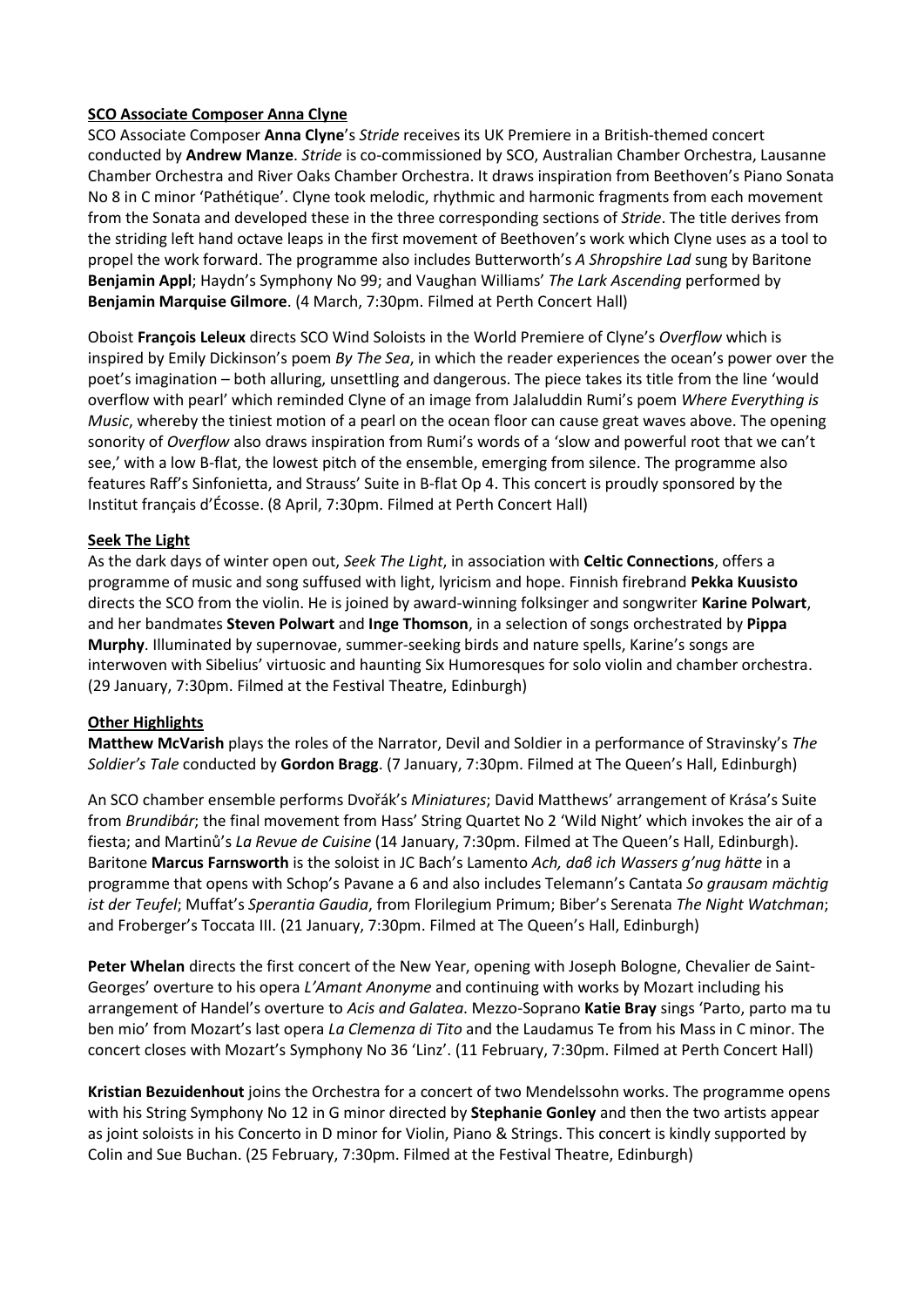**SCO Associate Composer Anna Clyne**

SCO Associate Composer **Anna Clyne**'s *Stride* receives its UK Premiere in a British-themed concert conducted by **Andrew Manze**. *Stride* is co-commissioned by SCO, Australian Chamber Orchestra, Lausanne Chamber Orchestra and River Oaks Chamber Orchestra. It draws inspiration from Beethoven's Piano Sonata No 8 in C minor 'Pathétique'. Clyne took melodic, rhythmic and harmonic fragments from each movement from the Sonata and developed these in the three corresponding sections of *Stride*. The title derives from the striding left hand octave leaps in the first movement of Beethoven's work which Clyne uses as a tool to propel the work forward. The programme also includes Butterworth's *A Shropshire Lad* sung by Baritone **Benjamin Appl**; Haydn's Symphony No 99; and Vaughan Williams' *The Lark Ascending* performed by **Benjamin Marquise Gilmore**. (4 March, 7:30pm. Filmed at Perth Concert Hall)

Oboist **François Leleux** directs SCO Wind Soloists in the World Premiere of Clyne's *Overflow* which is inspired by Emily Dickinson's poem *By The Sea*, in which the reader experiences the ocean's power over the poet's imagination – both alluring, unsettling and dangerous. The piece takes its title from the line 'would overflow with pearl' which reminded Clyne of an image from Jalaluddin Rumi's poem *Where Everything is Music*, whereby the tiniest motion of a pearl on the ocean floor can cause great waves above. The opening sonority of *Overflow* also draws inspiration from Rumi's words of a 'slow and powerful root that we can't see,' with a low B-flat, the lowest pitch of the ensemble, emerging from silence. The programme also features Raff's Sinfonietta, and Strauss' Suite in B-flat Op 4. This concert is proudly sponsored by the Institut français d'Écosse. (8 April, 7:30pm. Filmed at Perth Concert Hall)

**Seek The Light**

As the dark days of winter open out, *Seek The Light*, in association with **Celtic Connections**, offers a programme of music and song suffused with light, lyricism and hope. Finnish firebrand **Pekka Kuusisto** directs the SCO from the violin. He is joined by award-winning folksinger and songwriter **Karine Polwart**, and her bandmates **Steven Polwart** and **Inge Thomson**, in a selection of songs orchestrated by **Pippa Murphy**. Illuminated by supernovae, summer-seeking birds and nature spells, Karine's songs are interwoven with Sibelius' virtuosic and haunting Six Humoresques for solo violin and chamber orchestra. (29 January, 7:30pm. Filmed at the Festival Theatre, Edinburgh)

**Other Highlights**

**Matthew McVarish** plays the roles of the Narrator, Devil and Soldier in a performance of Stravinsky's *The Soldier's Tale* conducted by **Gordon Bragg**. (7 January, 7:30pm. Filmed at The Queen's Hall, Edinburgh)

An SCO chamber ensemble performs Dvořák's *Miniatures*; David Matthews' arrangement of Krása's Suite from *Brundibár*; the final movement from Hass' String Quartet No 2 'Wild Night' which invokes the air of a fiesta; and Martinů's *La Revue de Cuisine* (14 January, 7:30pm. Filmed at The Queen's Hall, Edinburgh). Baritone **Marcus Farnsworth** is the soloist in JC Bach's Lamento *Ach, daß ich Wassers g'nug hätte* in a programme that opens with Schop's Pavane a 6 and also includes Telemann's Cantata *So grausam mächtig ist der Teufel*; Muffat's *Sperantia Gaudia*, from Florilegium Primum; Biber's Serenata *The Night Watchman*; and Froberger's Toccata III. (21 January, 7:30pm. Filmed at The Queen's Hall, Edinburgh)

**Peter Whelan** directs the first concert of the New Year, opening with Joseph Bologne, Chevalier de Saint-Georges' overture to his opera *L'Amant Anonyme* and continuing with works by Mozart including his arrangement of Handel's overture to *Acis and Galatea*. Mezzo-Soprano **Katie Bray** sings 'Parto, parto ma tu ben mio' from Mozart's last opera *La Clemenza di Tito* and the Laudamus Te from his Mass in C minor. The concert closes with Mozart's Symphony No 36 'Linz'. (11 February, 7:30pm. Filmed at Perth Concert Hall)

**Kristian Bezuidenhout** joins the Orchestra for a concert of two Mendelssohn works. The programme opens with his String Symphony No 12 in G minor directed by **Stephanie Gonley** and then the two artists appear as joint soloists in his Concerto in D minor for Violin, Piano & Strings. This concert is kindly supported by Colin and Sue Buchan. (25 February, 7:30pm. Filmed at the Festival Theatre, Edinburgh)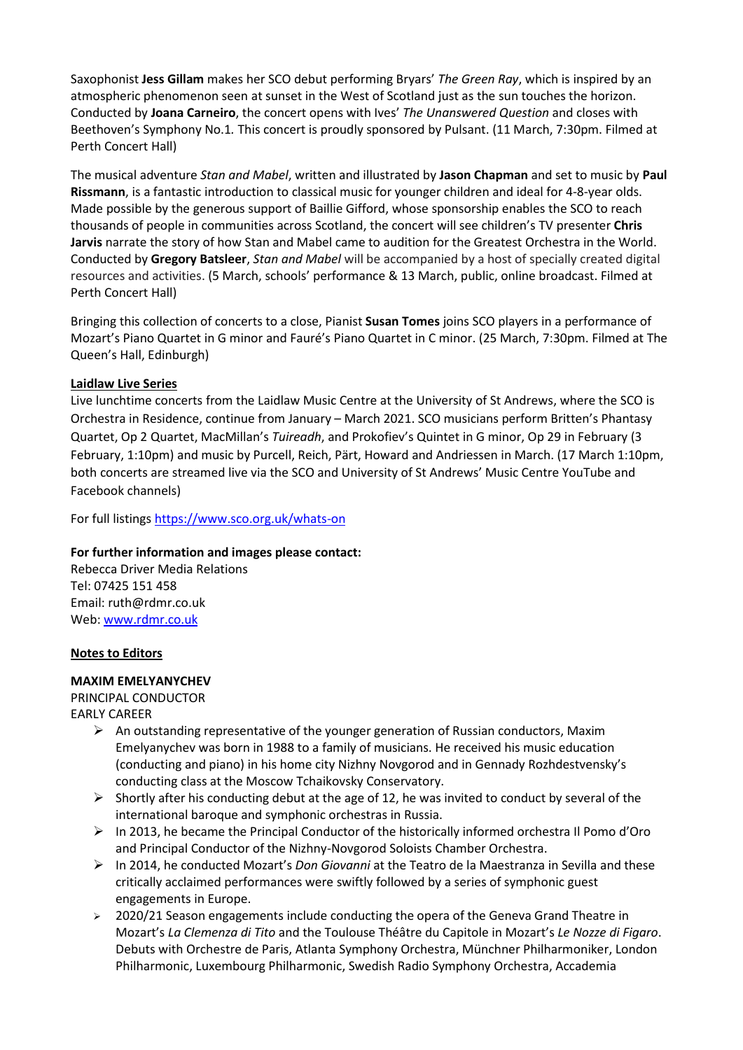Saxophonist **Jess Gillam** makes her SCO debut performing Bryars' *The Green Ray*, which is inspired by an atmospheric phenomenon seen at sunset in the West of Scotland just as the sun touches the horizon. Conducted by **Joana Carneiro**, the concert opens with Ives' *The Unanswered Question* and closes with Beethoven's Symphony No.1. This concert is proudly sponsored by Pulsant. (11 March, 7:30pm. Filmed at Perth Concert Hall)

The musical adventure *Stan and Mabel*, written and illustrated by **Jason Chapman** and set to music by **Paul Rissmann**, is a fantastic introduction to classical music for younger children and ideal for 4-8-year olds. Made possible by the generous support of Baillie Gifford, whose sponsorship enables the SCO to reach thousands of people in communities across Scotland, the concert will see children's TV presenter **Chris Jarvis** narrate the story of how Stan and Mabel came to audition for the Greatest Orchestra in the World. Conducted by **Gregory Batsleer**, *Stan and Mabel* will be accompanied by a host of specially created digital resources and activities. (5 March, schools' performance & 13 March, public, online broadcast. Filmed at Perth Concert Hall)

Bringing this collection of concerts to a close, Pianist **Susan Tomes** joins SCO players in a performance of Mozart's Piano Quartet in G minor and Fauré's Piano Quartet in C minor. (25 March, 7:30pm. Filmed at The Queen's Hall, Edinburgh)

**Laidlaw Live Series**

Live lunchtime concerts from the Laidlaw Music Centre at the University of St Andrews, where the SCO is Orchestra in Residence, continue from January – March 2021. SCO musicians perform Britten's Phantasy Quartet, Op 2 Quartet, MacMillan's *Tuireadh*, and Prokofiev's Quintet in G minor, Op 29 in February (3 February, 1:10pm) and music by Purcell, Reich, Pärt, Howard and Andriessen in March. (17 March 1:10pm, both concerts are streamed live via the SCO and University of St Andrews' Music Centre YouTube and Facebook channels)

For full listings https://www.sco.org.uk/whats-on

**For further information and images please contact:**
Rebecca Driver Media Relations
Tel: 07425 151 458
Email: ruth@rdmr.co.uk
Web: www.rdmr.co.uk

**Notes to Editors**

**MAXIM EMELYANYCHEV**
PRINCIPAL CONDUCTOR
EARLY CAREER

- An outstanding representative of the younger generation of Russian conductors, Maxim Emelyanychev was born in 1988 to a family of musicians. He received his music education (conducting and piano) in his home city Nizhny Novgorod and in Gennady Rozhdestvensky's conducting class at the Moscow Tchaikovsky Conservatory.
- Shortly after his conducting debut at the age of 12, he was invited to conduct by several of the international baroque and symphonic orchestras in Russia.
- In 2013, he became the Principal Conductor of the historically informed orchestra Il Pomo d'Oro and Principal Conductor of the Nizhny-Novgorod Soloists Chamber Orchestra.
- In 2014, he conducted Mozart's *Don Giovanni* at the Teatro de la Maestranza in Sevilla and these critically acclaimed performances were swiftly followed by a series of symphonic guest engagements in Europe.
- 2020/21 Season engagements include conducting the opera of the Geneva Grand Theatre in Mozart's *La Clemenza di Tito* and the Toulouse Théâtre du Capitole in Mozart's *Le Nozze di Figaro*. Debuts with Orchestre de Paris, Atlanta Symphony Orchestra, Münchner Philharmoniker, London Philharmonic, Luxembourg Philharmonic, Swedish Radio Symphony Orchestra, Accademia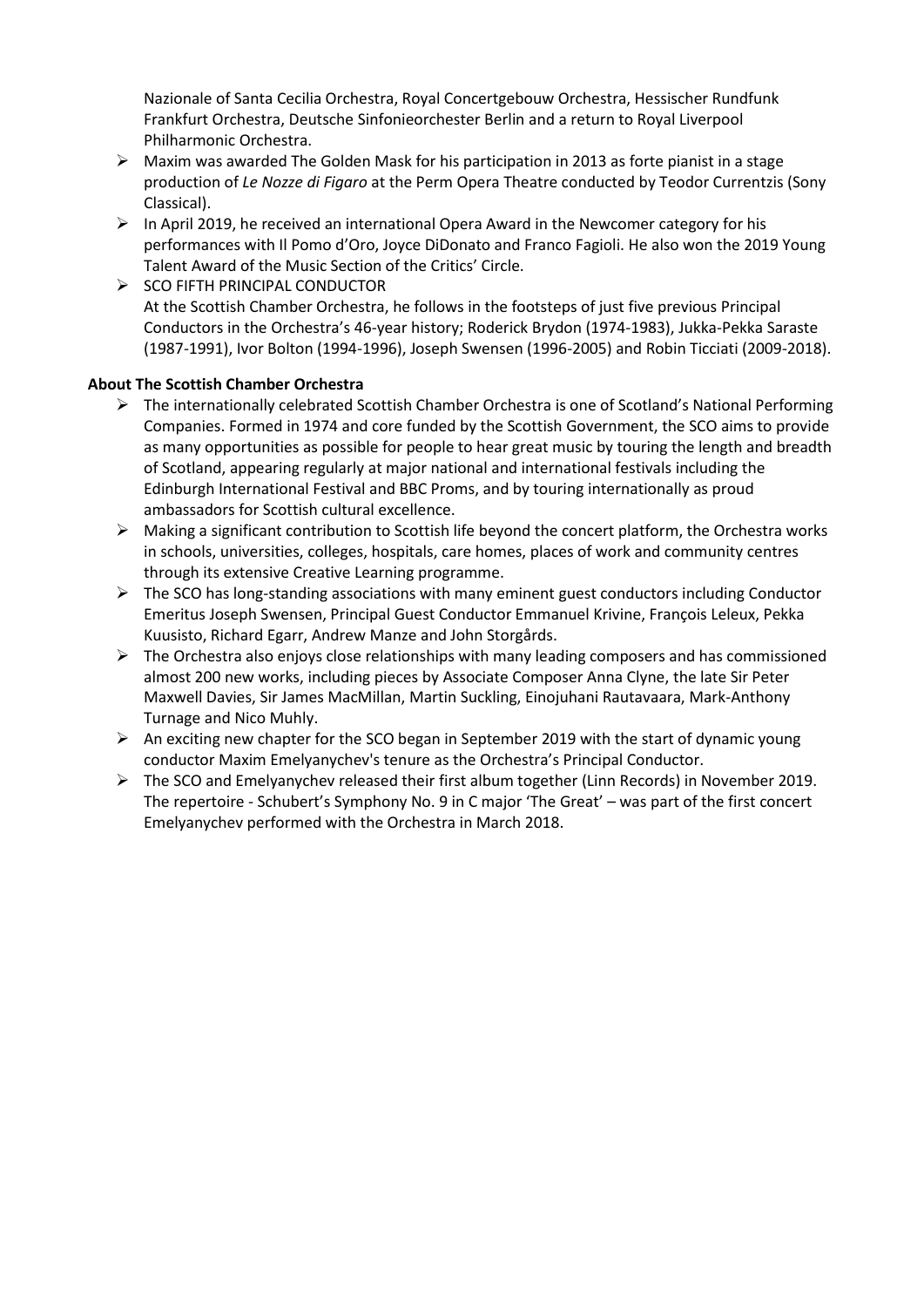Nazionale of Santa Cecilia Orchestra, Royal Concertgebouw Orchestra, Hessischer Rundfunk Frankfurt Orchestra, Deutsche Sinfonieorchester Berlin and a return to Royal Liverpool Philharmonic Orchestra.

- Maxim was awarded The Golden Mask for his participation in 2013 as forte pianist in a stage production of *Le Nozze di Figaro* at the Perm Opera Theatre conducted by Teodor Currentzis (Sony Classical).
- In April 2019, he received an international Opera Award in the Newcomer category for his performances with Il Pomo d'Oro, Joyce DiDonato and Franco Fagioli. He also won the 2019 Young Talent Award of the Music Section of the Critics' Circle.
- SCO FIFTH PRINCIPAL CONDUCTOR
  At the Scottish Chamber Orchestra, he follows in the footsteps of just five previous Principal Conductors in the Orchestra's 46-year history; Roderick Brydon (1974-1983), Jukka-Pekka Saraste (1987-1991), Ivor Bolton (1994-1996), Joseph Swensen (1996-2005) and Robin Ticciati (2009-2018).

**About The Scottish Chamber Orchestra**

- The internationally celebrated Scottish Chamber Orchestra is one of Scotland's National Performing Companies. Formed in 1974 and core funded by the Scottish Government, the SCO aims to provide as many opportunities as possible for people to hear great music by touring the length and breadth of Scotland, appearing regularly at major national and international festivals including the Edinburgh International Festival and BBC Proms, and by touring internationally as proud ambassadors for Scottish cultural excellence.
- Making a significant contribution to Scottish life beyond the concert platform, the Orchestra works in schools, universities, colleges, hospitals, care homes, places of work and community centres through its extensive Creative Learning programme.
- The SCO has long-standing associations with many eminent guest conductors including Conductor Emeritus Joseph Swensen, Principal Guest Conductor Emmanuel Krivine, François Leleux, Pekka Kuusisto, Richard Egarr, Andrew Manze and John Storgårds.
- The Orchestra also enjoys close relationships with many leading composers and has commissioned almost 200 new works, including pieces by Associate Composer Anna Clyne, the late Sir Peter Maxwell Davies, Sir James MacMillan, Martin Suckling, Einojuhani Rautavaara, Mark-Anthony Turnage and Nico Muhly.
- An exciting new chapter for the SCO began in September 2019 with the start of dynamic young conductor Maxim Emelyanychev's tenure as the Orchestra's Principal Conductor.
- The SCO and Emelyanychev released their first album together (Linn Records) in November 2019. The repertoire - Schubert's Symphony No. 9 in C major 'The Great' – was part of the first concert Emelyanychev performed with the Orchestra in March 2018.